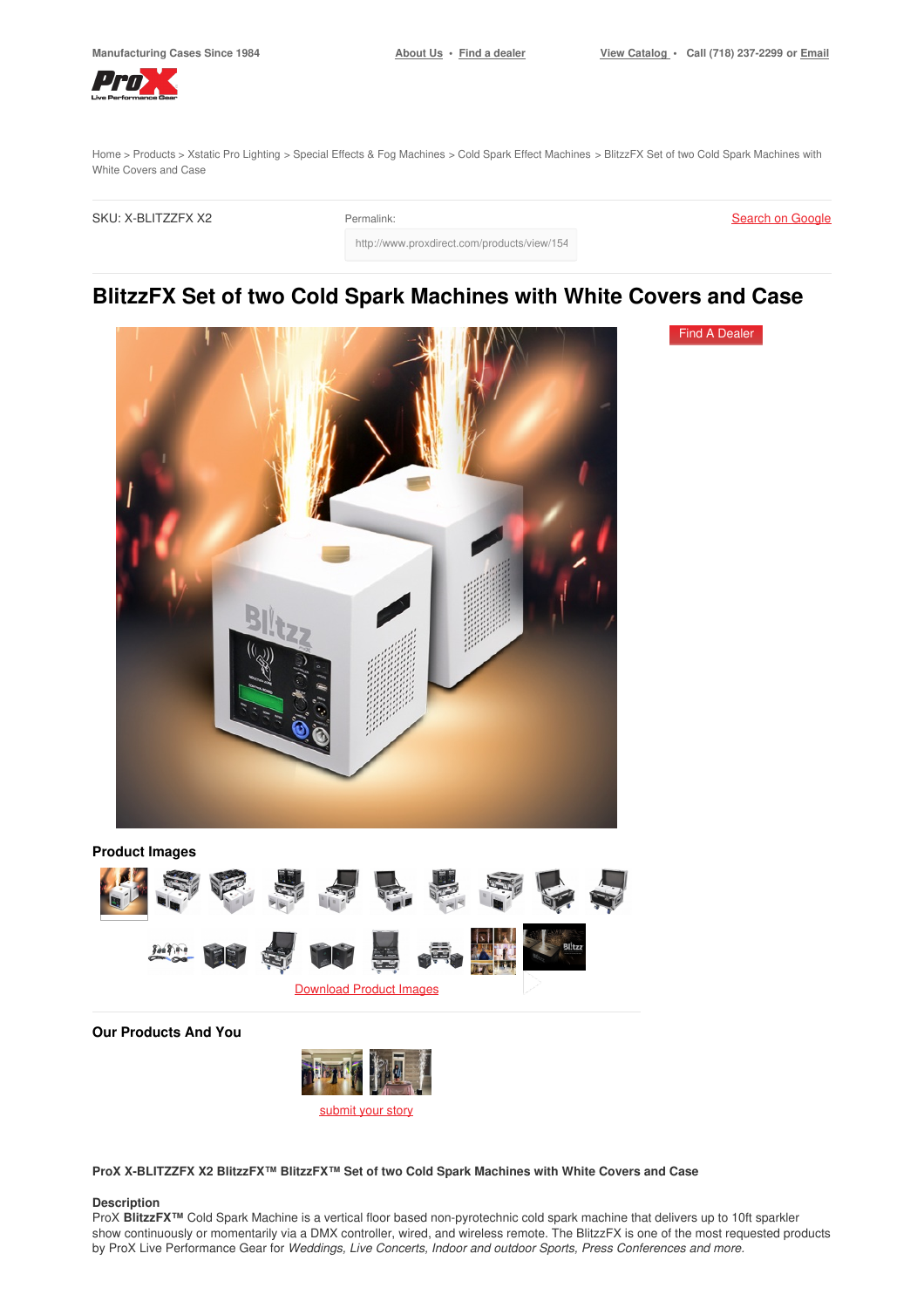Manufacturing Cases Since 1984

About Us • Find a dealer

View Catalog • Call (718) 237-2299 or Email

Home > Products > Xstatic Pro Lighting > Special Effects & Fog Machines > Cold Spark Effect Machines > BlitzzFX Set of two Cold Spark Machines with White Covers and Case

SKU: X-BLITZZFX X2

Permalink: http://www.proxdirect.com/products/view/154

Search on Google

# BlitzzFX Set of two Cold Spark Machines with White Covers and Case

Find A Dealer

## Product Images

Download Product Images

## Our Products And You

submit your story

**ProX X-BLITZZFX X2 BlitzzFX™ BlitzzFX™ Set of two Cold Spark Machines with White Covers and Case**

**Description**

ProX **BlitzzFX™** Cold Spark Machine is a vertical floor based non-pyrotechnic cold spark machine that delivers up to 10ft sparkler show continuously or momentarily via a DMX controller, wired, and wireless remote. The BlitzzFX is one of the most requested products by ProX Live Performance Gear for *Weddings, Live Concerts, Indoor and outdoor Sports, Press Conferences and more.*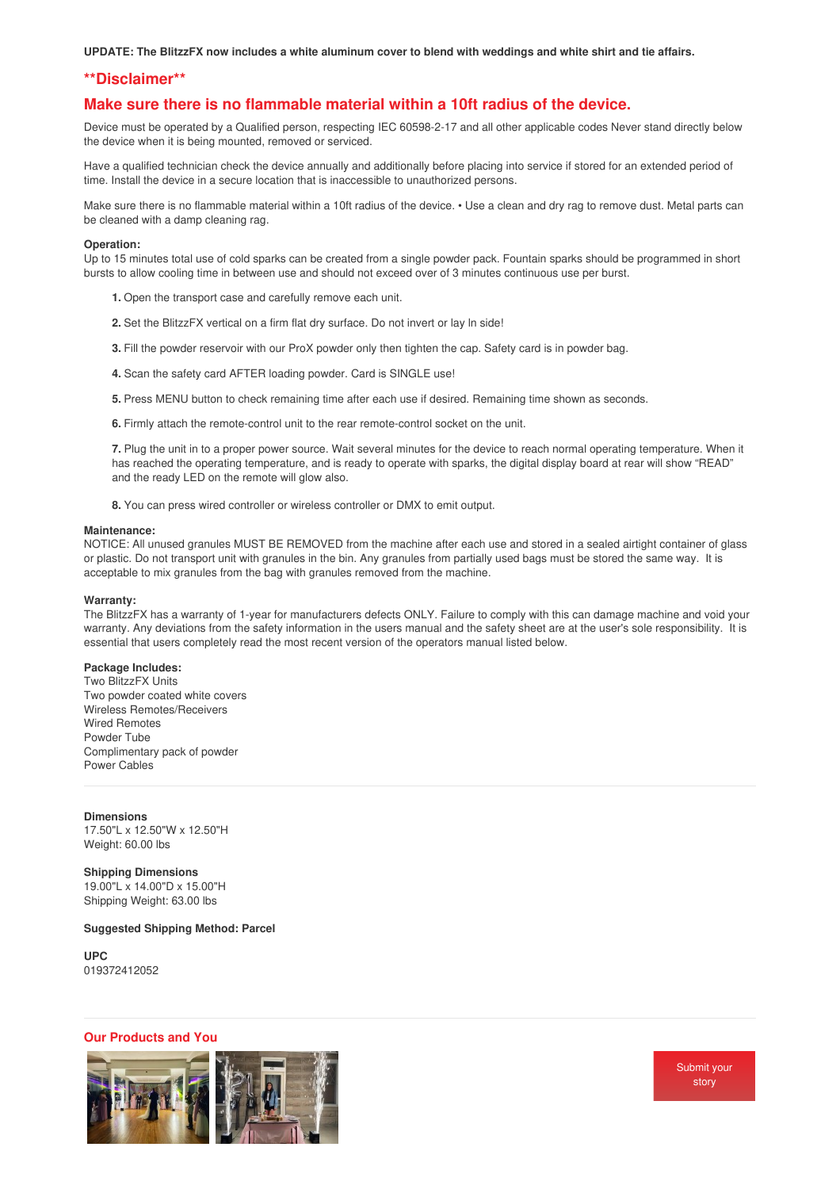**UPDATE: The BlitzzFX now includes a white aluminum cover to blend with weddings and white shirt and tie affairs.**

## **Disclaimer**

## Make sure there is no flammable material within a 10ft radius of the device.

Device must be operated by a Qualified person, respecting IEC 60598-2-17 and all other applicable codes Never stand directly below the device when it is being mounted, removed or serviced.

Have a qualified technician check the device annually and additionally before placing into service if stored for an extended period of time. Install the device in a secure location that is inaccessible to unauthorized persons.

Make sure there is no flammable material within a 10ft radius of the device. • Use a clean and dry rag to remove dust. Metal parts can be cleaned with a damp cleaning rag.

**Operation:**
Up to 15 minutes total use of cold sparks can be created from a single powder pack. Fountain sparks should be programmed in short bursts to allow cooling time in between use and should not exceed over of 3 minutes continuous use per burst.

1. Open the transport case and carefully remove each unit.
2. Set the BlitzzFX vertical on a firm flat dry surface. Do not invert or lay In side!
3. Fill the powder reservoir with our ProX powder only then tighten the cap. Safety card is in powder bag.
4. Scan the safety card AFTER loading powder. Card is SINGLE use!
5. Press MENU button to check remaining time after each use if desired. Remaining time shown as seconds.
6. Firmly attach the remote-control unit to the rear remote-control socket on the unit.
7. Plug the unit in to a proper power source. Wait several minutes for the device to reach normal operating temperature. When it has reached the operating temperature, and is ready to operate with sparks, the digital display board at rear will show "READ" and the ready LED on the remote will glow also.
8. You can press wired controller or wireless controller or DMX to emit output.

**Maintenance:**
NOTICE: All unused granules MUST BE REMOVED from the machine after each use and stored in a sealed airtight container of glass or plastic. Do not transport unit with granules in the bin. Any granules from partially used bags must be stored the same way. It is acceptable to mix granules from the bag with granules removed from the machine.

**Warranty:**
The BlitzzFX has a warranty of 1-year for manufacturers defects ONLY. Failure to comply with this can damage machine and void your warranty. Any deviations from the safety information in the users manual and the safety sheet are at the user's sole responsibility. It is essential that users completely read the most recent version of the operators manual listed below.

**Package Includes:**
Two BlitzzFX Units
Two powder coated white covers
Wireless Remotes/Receivers
Wired Remotes
Powder Tube
Complimentary pack of powder
Power Cables

---

**Dimensions**
17.50"L x 12.50"W x 12.50"H
Weight: 60.00 lbs

**Shipping Dimensions**
19.00"L x 14.00"D x 15.00"H
Shipping Weight: 63.00 lbs

**Suggested Shipping Method: Parcel**

**UPC**
019372412052

---

## Our Products and You

Submit your story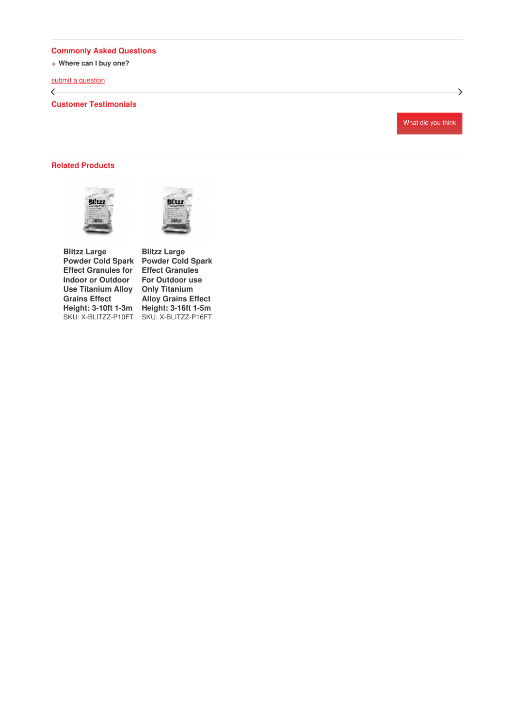## Commonly Asked Questions

+ Where can I buy one?

submit a question

## Customer Testimonials

What did you think

## Related Products

**Blitzz Large Powder Cold Spark Effect Granules for Indoor or Outdoor Use Titanium Alloy Grains Effect Height: 3-10ft 1-3m**
SKU: X-BLITZZ-P10FT

**Blitzz Large Powder Cold Spark Effect Granules For Outdoor use Only Titanium Alloy Grains Effect Height: 3-16ft 1-5m**
SKU: X-BLITZZ-P16FT